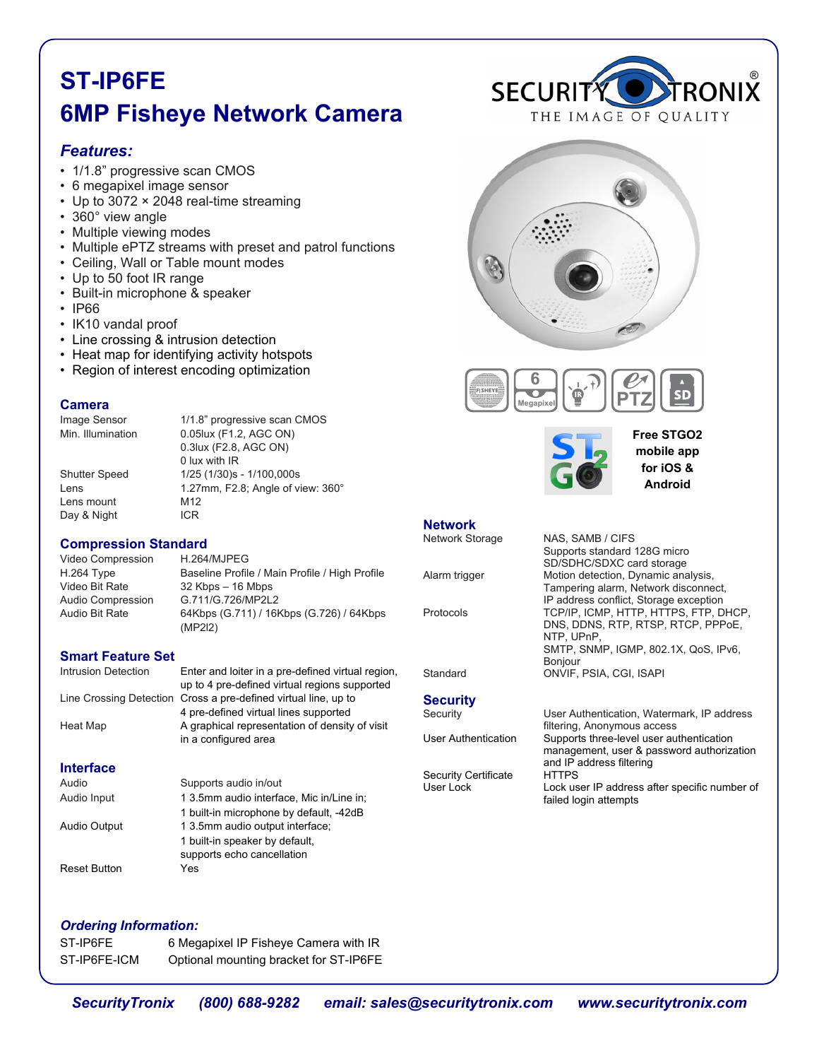# ST-IP6FE
# 6MP Fisheye Network Camera

SECURITYTRONIX®
THE IMAGE OF QUALITY

## *Features:*

- 1/1.8" progressive scan CMOS
- 6 megapixel image sensor
- Up to 3072 × 2048 real-time streaming
- 360° view angle
- Multiple viewing modes
- Multiple ePTZ streams with preset and patrol functions
- Ceiling, Wall or Table mount modes
- Up to 50 foot IR range
- Built-in microphone & speaker
- IP66
- IK10 vandal proof
- Line crossing & intrusion detection
- Heat map for identifying activity hotspots
- Region of interest encoding optimization

**Free STGO2 mobile app for iOS & Android**

### Camera

| | |
|---|---|
| Image Sensor | 1/1.8" progressive scan CMOS |
| Min. Illumination | 0.05lux (F1.2, AGC ON)<br>0.3lux (F2.8, AGC ON)<br>0 lux with IR |
| Shutter Speed | 1/25 (1/30)s - 1/100,000s |
| Lens | 1.27mm, F2.8; Angle of view: 360° |
| Lens mount | M12 |
| Day & Night | ICR |

### Compression Standard

| | |
|---|---|
| Video Compression | H.264/MJPEG |
| H.264 Type | Baseline Profile / Main Profile / High Profile |
| Video Bit Rate | 32 Kbps – 16 Mbps |
| Audio Compression | G.711/G.726/MP2L2 |
| Audio Bit Rate | 64Kbps (G.711) / 16Kbps (G.726) / 64Kbps (MP2l2) |

### Smart Feature Set

| | |
|---|---|
| Intrusion Detection | Enter and loiter in a pre-defined virtual region, up to 4 pre-defined virtual regions supported |
| Line Crossing Detection | Cross a pre-defined virtual line, up to 4 pre-defined virtual lines supported |
| Heat Map | A graphical representation of density of visit in a configured area |

### Interface

| | |
|---|---|
| Audio | Supports audio in/out |
| Audio Input | 1 3.5mm audio interface, Mic in/Line in;<br>1 built-in microphone by default, -42dB |
| Audio Output | 1 3.5mm audio output interface;<br>1 built-in speaker by default,<br>supports echo cancellation |
| Reset Button | Yes |

### Network

| | |
|---|---|
| Network Storage | NAS, SAMB / CIFS<br>Supports standard 128G micro SD/SDHC/SDXC card storage |
| Alarm trigger | Motion detection, Dynamic analysis, Tampering alarm, Network disconnect, IP address conflict, Storage exception |
| Protocols | TCP/IP, ICMP, HTTP, HTTPS, FTP, DHCP, DNS, DDNS, RTP, RTSP, RTCP, PPPoE, NTP, UPnP,<br>SMTP, SNMP, IGMP, 802.1X, QoS, IPv6, Bonjour |
| Standard | ONVIF, PSIA, CGI, ISAPI |

### Security

| | |
|---|---|
| Security | User Authentication, Watermark, IP address filtering, Anonymous access |
| User Authentication | Supports three-level user authentication management, user & password authorization and IP address filtering |
| Security Certificate | HTTPS |
| User Lock | Lock user IP address after specific number of failed login attempts |

## *Ordering Information:*

| | |
|---|---|
| ST-IP6FE | 6 Megapixel IP Fisheye Camera with IR |
| ST-IP6FE-ICM | Optional mounting bracket for ST-IP6FE |

***SecurityTronix (800) 688-9282 email: sales@securitytronix.com www.securitytronix.com***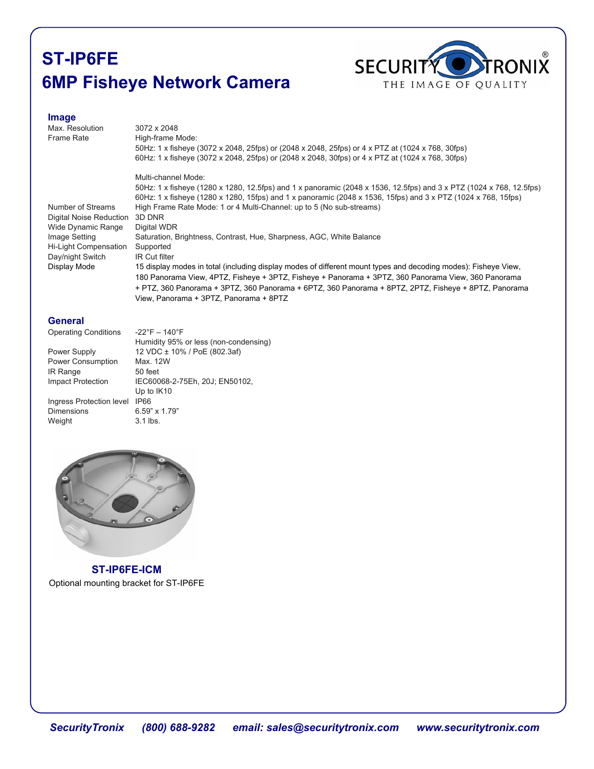# ST-IP6FE
# 6MP Fisheye Network Camera

SECURITY TRONIX®
THE IMAGE OF QUALITY

## Image

| | |
|---|---|
| Max. Resolution | 3072 x 2048 |
| Frame Rate | High-frame Mode:<br>50Hz: 1 x fisheye (3072 x 2048, 25fps) or (2048 x 2048, 25fps) or 4 x PTZ at (1024 x 768, 30fps)<br>60Hz: 1 x fisheye (3072 x 2048, 25fps) or (2048 x 2048, 30fps) or 4 x PTZ at (1024 x 768, 30fps)<br><br>Multi-channel Mode:<br>50Hz: 1 x fisheye (1280 x 1280, 12.5fps) and 1 x panoramic (2048 x 1536, 12.5fps) and 3 x PTZ (1024 x 768, 12.5fps)<br>60Hz: 1 x fisheye (1280 x 1280, 15fps) and 1 x panoramic (2048 x 1536, 15fps) and 3 x PTZ (1024 x 768, 15fps) |
| Number of Streams | High Frame Rate Mode: 1 or 4 Multi-Channel: up to 5 (No sub-streams) |
| Digital Noise Reduction | 3D DNR |
| Wide Dynamic Range | Digital WDR |
| Image Setting | Saturation, Brightness, Contrast, Hue, Sharpness, AGC, White Balance |
| Hi-Light Compensation | Supported |
| Day/night Switch | IR Cut filter |
| Display Mode | 15 display modes in total (including display modes of different mount types and decoding modes): Fisheye View, 180 Panorama View, 4PTZ, Fisheye + 3PTZ, Fisheye + Panorama + 3PTZ, 360 Panorama View, 360 Panorama + PTZ, 360 Panorama + 3PTZ, 360 Panorama + 6PTZ, 360 Panorama + 8PTZ, 2PTZ, Fisheye + 8PTZ, Panorama View, Panorama + 3PTZ, Panorama + 8PTZ |

## General

| | |
|---|---|
| Operating Conditions | -22°F – 140°F<br>Humidity 95% or less (non-condensing) |
| Power Supply | 12 VDC ± 10% / PoE (802.3af) |
| Power Consumption | Max. 12W |
| IR Range | 50 feet |
| Impact Protection | IEC60068-2-75Eh, 20J; EN50102,<br>Up to IK10 |
| Ingress Protection level | IP66 |
| Dimensions | 6.59" x 1.79" |
| Weight | 3.1 lbs. |

**ST-IP6FE-ICM**

Optional mounting bracket for ST-IP6FE

*SecurityTronix (800) 688-9282 email: sales@securitytronix.com www.securitytronix.com*